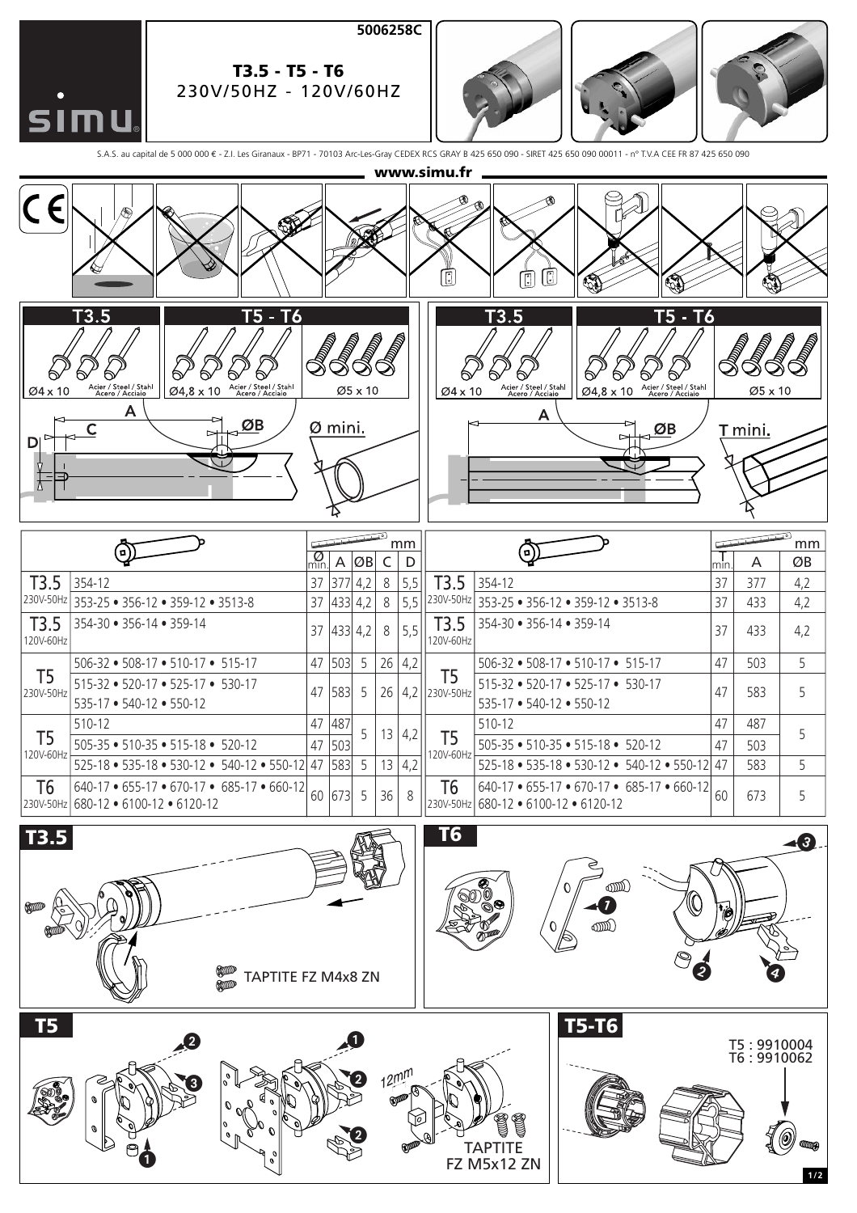5006258C

# T3.5 - T5 - T6

230V/50HZ - 120V/60HZ

simu

S.A.S. au capital de 5 000 000 € - Z.I. Les Giranaux - BP71 - 70103 Arc-Les-Gray CEDEX RCS GRAY B 425 650 090 - SIRET 425 650 090 00011 - n° T.V.A CEE FR 87 425 650 090

www.simu.fr

| T3.5 | T5 - T6 | |
|---|---|---|
| Ø4 x 10 Acier / Steel / Stahl Acero / Acciaio | Ø4,8 x 10 Acier / Steel / Stahl Acero / Acciaio | Ø5 x 10 |

A, C, D, ØB, Ø mini.

| T3.5 | T5 - T6 | |
|---|---|---|
| Ø4 x 10 Acier / Steel / Stahl Acero / Acciaio | Ø4,8 x 10 Acier / Steel / Stahl Acero / Acciaio | Ø5 x 10 |

A, ØB, T mini.

| | | Ø min. (mm) | A | ØB | C | D |
|---|---|---|---|---|---|---|
| T3.5 230V-50Hz | 354-12 | 37 | 377 | 4,2 | 8 | 5,5 |
| | 353-25 • 356-12 • 359-12 • 3513-8 | 37 | 433 | 4,2 | 8 | 5,5 |
| T3.5 120V-60Hz | 354-30 • 356-14 • 359-14 | 37 | 433 | 4,2 | 8 | 5,5 |
| T5 230V-50Hz | 506-32 • 508-17 • 510-17 • 515-17 | 47 | 503 | 5 | 26 | 4,2 |
| | 515-32 • 520-17 • 525-17 • 530-17 535-17 • 540-12 • 550-12 | 47 | 583 | 5 | 26 | 4,2 |
| T5 120V-60Hz | 510-12 | 47 | 487 | 5 | 13 | 4,2 |
| | 505-35 • 510-35 • 515-18 • 520-12 | 47 | 503 | | | |
| | 525-18 • 535-18 • 530-12 • 540-12 • 550-12 | 47 | 583 | 5 | 13 | 4,2 |
| T6 230V-50Hz | 640-17 • 655-17 • 670-17 • 685-17 • 660-12 680-12 • 6100-12 • 6120-12 | 60 | 673 | 5 | 36 | 8 |

| | | T min. (mm) | A | ØB |
|---|---|---|---|---|
| T3.5 230V-50Hz | 354-12 | 37 | 377 | 4,2 |
| | 353-25 • 356-12 • 359-12 • 3513-8 | 37 | 433 | 4,2 |
| T3.5 120V-60Hz | 354-30 • 356-14 • 359-14 | 37 | 433 | 4,2 |
| T5 230V-50Hz | 506-32 • 508-17 • 510-17 • 515-17 | 47 | 503 | 5 |
| | 515-32 • 520-17 • 525-17 • 530-17 535-17 • 540-12 • 550-12 | 47 | 583 | 5 |
| T5 120V-60Hz | 510-12 | 47 | 487 | 5 |
| | 505-35 • 510-35 • 515-18 • 520-12 | 47 | 503 | |
| | 525-18 • 535-18 • 530-12 • 540-12 • 550-12 | 47 | 583 | 5 |
| T6 230V-50Hz | 640-17 • 655-17 • 670-17 • 685-17 • 660-12 680-12 • 6100-12 • 6120-12 | 60 | 673 | 5 |

## T3.5

TAPTITE FZ M4x8 ZN

## T6

1 2 3 4

## T5

1 2 3

12mm

TAPTITE FZ M5x12 ZN

## T5-T6

T5 : 9910004
T6 : 9910062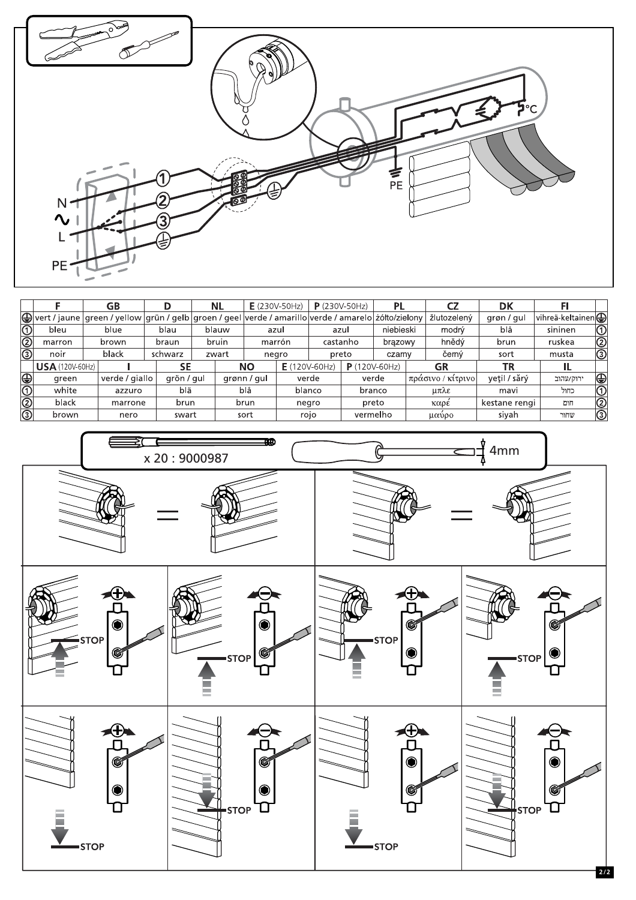N

L

PE

PE

°C

| | F | GB | D | NL | E (230V-50Hz) | P (230V-50Hz) | PL | CZ | DK | FI | |
|---|---|---|---|---|---|---|---|---|---|---|---|
| ⏚ | vert / jaune | green / yellow | grün / gelb | groen / geel | verde / amarillo | verde / amarelo | żółto/zielony | žlutozelený | grøn / gul | vihreä-keltainen | ⏚ |
| ① | bleu | blue | blau | blauw | azul | azul | niebieski | modrý | blå | sininen | ① |
| ② | marron | brown | braun | bruin | marrón | castanho | brązowy | hnědý | brun | ruskea | ② |
| ③ | noir | black | schwarz | zwart | negro | preto | czarny | černý | sort | musta | ③ |

| | USA (120V-60Hz) | I | SE | NO | E (120V-60Hz) | P (120V-60Hz) | GR | TR | IL | |
|---|---|---|---|---|---|---|---|---|---|---|
| ⏚ | green | verde / giallo | grön / gul | grønn / gul | verde | verde | πράσινο / κίτρινο | yeşil / sărý | ירוק/צהוב | ⏚ |
| ① | white | azzuro | blä | blå | blanco | branco | μπλε | mavi | כחול | ① |
| ② | black | marrone | brun | brun | negro | preto | καφέ | kestane rengi | חום | ② |
| ③ | brown | nero | swart | sort | rojo | vermelho | μαύρο | siyah | שחור | ③ |

x 20 : 9000987

4mm

STOP

STOP

STOP

STOP

STOP

STOP

STOP

STOP